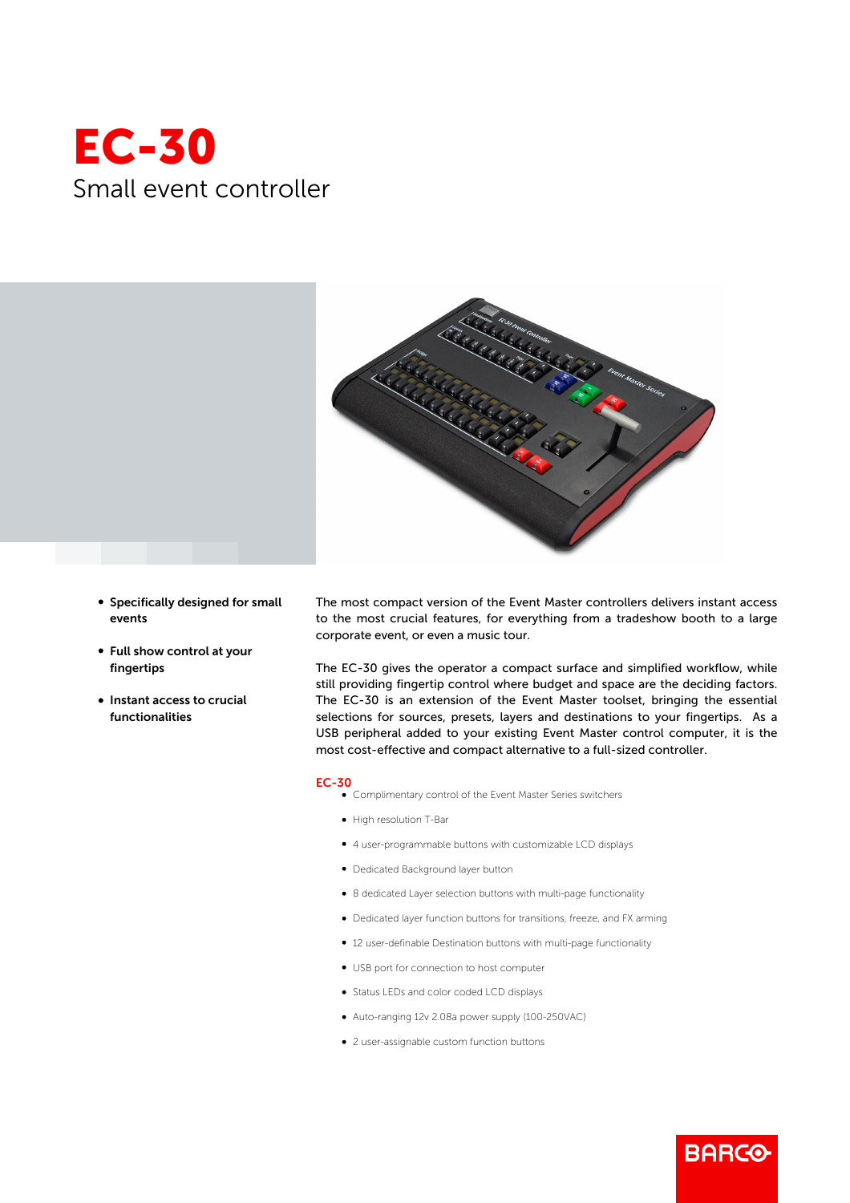# EC-30

## Small event controller

- **Specifically designed for small events**
- **Full show control at your fingertips**
- **Instant access to crucial functionalities**

The most compact version of the Event Master controllers delivers instant access to the most crucial features, for everything from a tradeshow booth to a large corporate event, or even a music tour.

The EC-30 gives the operator a compact surface and simplified workflow, while still providing fingertip control where budget and space are the deciding factors. The EC-30 is an extension of the Event Master toolset, bringing the essential selections for sources, presets, layers and destinations to your fingertips. As a USB peripheral added to your existing Event Master control computer, it is the most cost-effective and compact alternative to a full-sized controller.

### EC-30

- Complimentary control of the Event Master Series switchers
- High resolution T-Bar
- 4 user-programmable buttons with customizable LCD displays
- Dedicated Background layer button
- 8 dedicated Layer selection buttons with multi-page functionality
- Dedicated layer function buttons for transitions, freeze, and FX arming
- 12 user-definable Destination buttons with multi-page functionality
- USB port for connection to host computer
- Status LEDs and color coded LCD displays
- Auto-ranging 12v 2.08a power supply (100-250VAC)
- 2 user-assignable custom function buttons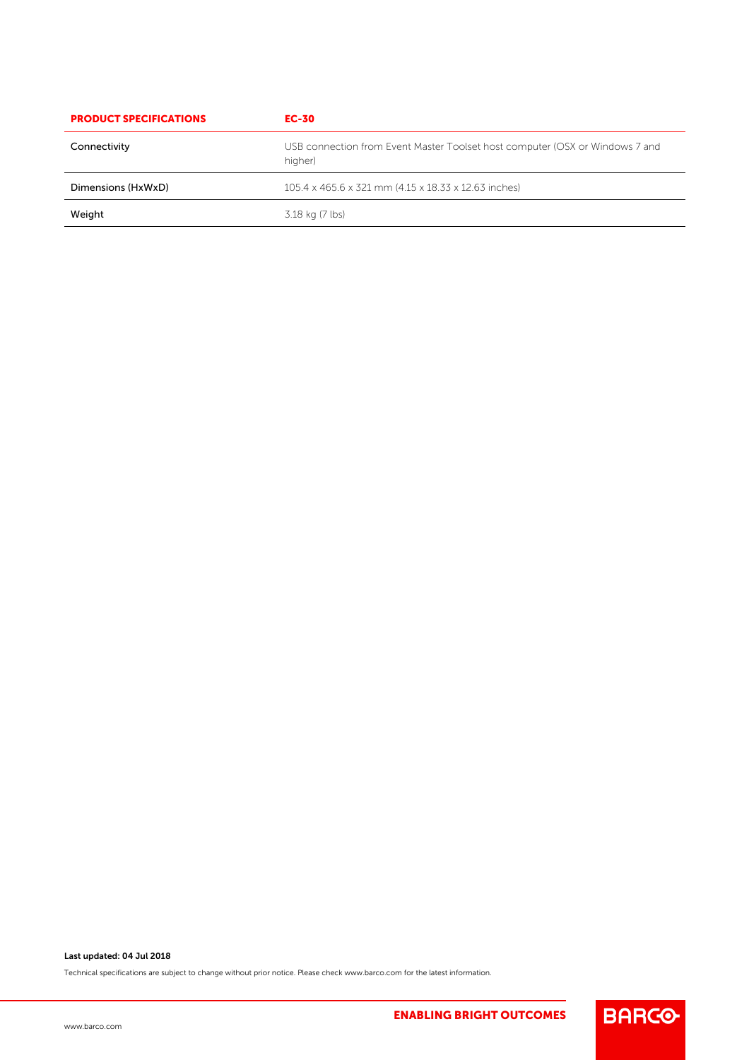| PRODUCT SPECIFICATIONS | EC-30 |
|---|---|
| Connectivity | USB connection from Event Master Toolset host computer (OSX or Windows 7 and higher) |
| Dimensions (HxWxD) | 105.4 x 465.6 x 321 mm (4.15 x 18.33 x 12.63 inches) |
| Weight | 3.18 kg (7 lbs) |

**Last updated: 04 Jul 2018**

Technical specifications are subject to change without prior notice. Please check www.barco.com for the latest information.

**ENABLING BRIGHT OUTCOMES**

www.barco.com